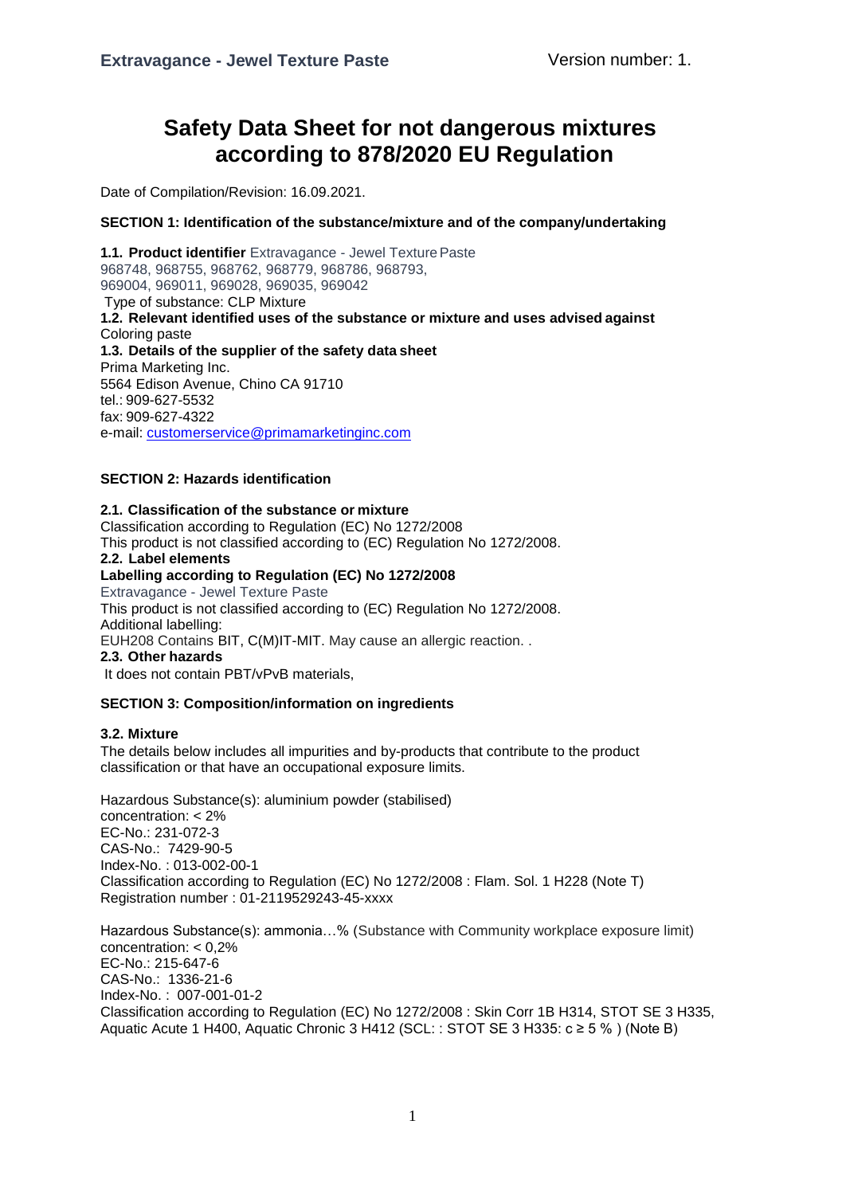# Safety Data Sheet for not dangerous mixtures according to 878/2020 EU Regulation

Date of Compilation/Revision: 16.09.2021.

## SECTION 1: Identification of the substance/mixture and of the company/undertaking

**1.1. Product identifier** Extravagance - Jewel Texture Paste
968748, 968755, 968762, 968779, 968786, 968793,
969004, 969011, 969028, 969035, 969042
Type of substance: CLP Mixture

**1.2. Relevant identified uses of the substance or mixture and uses advised against**
Coloring paste

**1.3. Details of the supplier of the safety data sheet**
Prima Marketing Inc.
5564 Edison Avenue, Chino CA 91710
tel.: 909-627-5532
fax: 909-627-4322
e-mail: customerservice@primamarketinginc.com

## SECTION 2: Hazards identification

**2.1. Classification of the substance or mixture**
Classification according to Regulation (EC) No 1272/2008
This product is not classified according to (EC) Regulation No 1272/2008.

**2.2. Label elements**

**Labelling according to Regulation (EC) No 1272/2008**
Extravagance - Jewel Texture Paste
This product is not classified according to (EC) Regulation No 1272/2008.
Additional labelling:
EUH208 Contains BIT, C(M)IT-MIT. May cause an allergic reaction. .

**2.3. Other hazards**
It does not contain PBT/vPvB materials,

## SECTION 3: Composition/information on ingredients

**3.2. Mixture**
The details below includes all impurities and by-products that contribute to the product classification or that have an occupational exposure limits.

Hazardous Substance(s): aluminium powder (stabilised)
concentration: < 2%
EC-No.: 231-072-3
CAS-No.: 7429-90-5
Index-No. : 013-002-00-1
Classification according to Regulation (EC) No 1272/2008 : Flam. Sol. 1 H228 (Note T)
Registration number : 01-2119529243-45-xxxx

Hazardous Substance(s): ammonia…% (Substance with Community workplace exposure limit)
concentration: < 0,2%
EC-No.: 215-647-6
CAS-No.: 1336-21-6
Index-No. : 007-001-01-2
Classification according to Regulation (EC) No 1272/2008 : Skin Corr 1B H314, STOT SE 3 H335, Aquatic Acute 1 H400, Aquatic Chronic 3 H412 (SCL: : STOT SE 3 H335: c ≥ 5 % ) (Note B)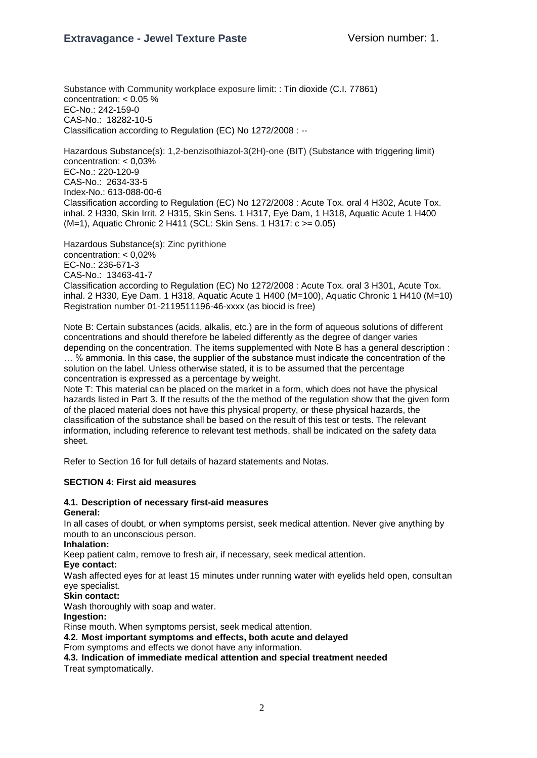Substance with Community workplace exposure limit: : Tin dioxide (C.I. 77861)
concentration: < 0.05 %
EC-No.: 242-159-0
CAS-No.: 18282-10-5
Classification according to Regulation (EC) No 1272/2008 : --

Hazardous Substance(s): 1,2-benzisothiazol-3(2H)-one (BIT) (Substance with triggering limit)
concentration: < 0,03%
EC-No.: 220-120-9
CAS-No.: 2634-33-5
Index-No.: 613-088-00-6
Classification according to Regulation (EC) No 1272/2008 : Acute Tox. oral 4 H302, Acute Tox. inhal. 2 H330, Skin Irrit. 2 H315, Skin Sens. 1 H317, Eye Dam, 1 H318, Aquatic Acute 1 H400 (M=1), Aquatic Chronic 2 H411 (SCL: Skin Sens. 1 H317: c >= 0.05)

Hazardous Substance(s): Zinc pyrithione
concentration: < 0,02%
EC-No.: 236-671-3
CAS-No.: 13463-41-7
Classification according to Regulation (EC) No 1272/2008 : Acute Tox. oral 3 H301, Acute Tox. inhal. 2 H330, Eye Dam. 1 H318, Aquatic Acute 1 H400 (M=100), Aquatic Chronic 1 H410 (M=10)
Registration number 01-2119511196-46-xxxx (as biocid is free)

Note B: Certain substances (acids, alkalis, etc.) are in the form of aqueous solutions of different concentrations and should therefore be labeled differently as the degree of danger varies depending on the concentration. The items supplemented with Note B has a general description : … % ammonia. In this case, the supplier of the substance must indicate the concentration of the solution on the label. Unless otherwise stated, it is to be assumed that the percentage concentration is expressed as a percentage by weight.
Note T: This material can be placed on the market in a form, which does not have the physical hazards listed in Part 3. If the results of the the method of the regulation show that the given form of the placed material does not have this physical property, or these physical hazards, the classification of the substance shall be based on the result of this test or tests. The relevant information, including reference to relevant test methods, shall be indicated on the safety data sheet.

Refer to Section 16 for full details of hazard statements and Notas.

## SECTION 4: First aid measures

### 4.1. Description of necessary first-aid measures

**General:**

In all cases of doubt, or when symptoms persist, seek medical attention. Never give anything by mouth to an unconscious person.

**Inhalation:**

Keep patient calm, remove to fresh air, if necessary, seek medical attention.

**Eye contact:**

Wash affected eyes for at least 15 minutes under running water with eyelids held open, consult an eye specialist.

**Skin contact:**

Wash thoroughly with soap and water.

**Ingestion:**

Rinse mouth. When symptoms persist, seek medical attention.

### 4.2. Most important symptoms and effects, both acute and delayed

From symptoms and effects we donot have any information.

### 4.3. Indication of immediate medical attention and special treatment needed

Treat symptomatically.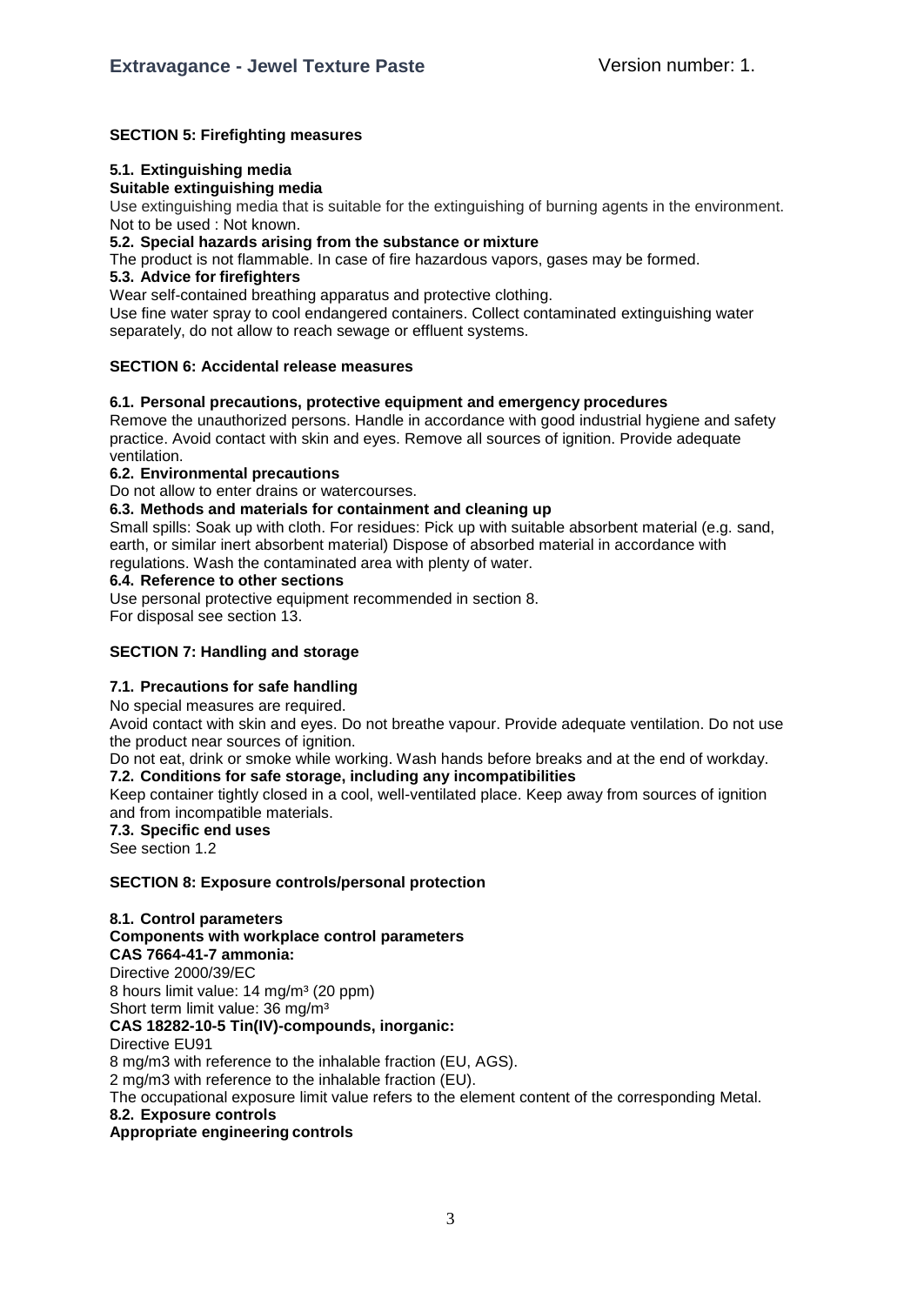## SECTION 5: Firefighting measures

### 5.1. Extinguishing media

**Suitable extinguishing media**

Use extinguishing media that is suitable for the extinguishing of burning agents in the environment.
Not to be used : Not known.

### 5.2. Special hazards arising from the substance or mixture

The product is not flammable. In case of fire hazardous vapors, gases may be formed.

### 5.3. Advice for firefighters

Wear self-contained breathing apparatus and protective clothing.
Use fine water spray to cool endangered containers. Collect contaminated extinguishing water separately, do not allow to reach sewage or effluent systems.

## SECTION 6: Accidental release measures

### 6.1. Personal precautions, protective equipment and emergency procedures

Remove the unauthorized persons. Handle in accordance with good industrial hygiene and safety practice. Avoid contact with skin and eyes. Remove all sources of ignition. Provide adequate ventilation.

### 6.2. Environmental precautions

Do not allow to enter drains or watercourses.

### 6.3. Methods and materials for containment and cleaning up

Small spills: Soak up with cloth. For residues: Pick up with suitable absorbent material (e.g. sand, earth, or similar inert absorbent material) Dispose of absorbed material in accordance with regulations. Wash the contaminated area with plenty of water.

### 6.4. Reference to other sections

Use personal protective equipment recommended in section 8.
For disposal see section 13.

## SECTION 7: Handling and storage

### 7.1. Precautions for safe handling

No special measures are required.
Avoid contact with skin and eyes. Do not breathe vapour. Provide adequate ventilation. Do not use the product near sources of ignition.
Do not eat, drink or smoke while working. Wash hands before breaks and at the end of workday.

### 7.2. Conditions for safe storage, including any incompatibilities

Keep container tightly closed in a cool, well-ventilated place. Keep away from sources of ignition and from incompatible materials.

### 7.3. Specific end uses

See section 1.2

## SECTION 8: Exposure controls/personal protection

### 8.1. Control parameters

**Components with workplace control parameters**

**CAS 7664-41-7 ammonia:**

Directive 2000/39/EC
8 hours limit value: 14 mg/m³ (20 ppm)
Short term limit value: 36 mg/m³

**CAS 18282-10-5 Tin(IV)-compounds, inorganic:**

Directive EU91
8 mg/m3 with reference to the inhalable fraction (EU, AGS).
2 mg/m3 with reference to the inhalable fraction (EU).
The occupational exposure limit value refers to the element content of the corresponding Metal.

### 8.2. Exposure controls

**Appropriate engineering controls**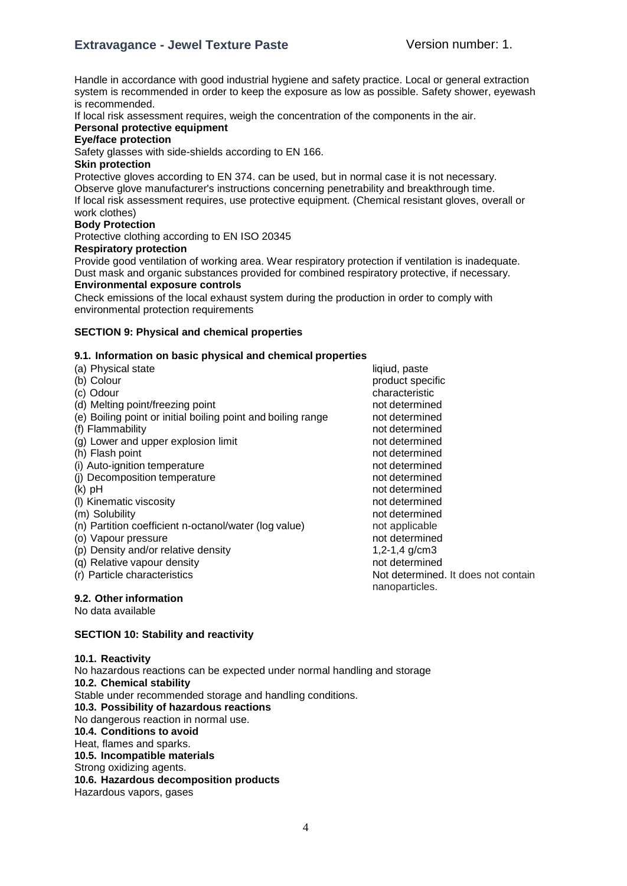Handle in accordance with good industrial hygiene and safety practice. Local or general extraction system is recommended in order to keep the exposure as low as possible. Safety shower, eyewash is recommended.

If local risk assessment requires, weigh the concentration of the components in the air.

**Personal protective equipment**

**Eye/face protection**

Safety glasses with side-shields according to EN 166.

**Skin protection**

Protective gloves according to EN 374. can be used, but in normal case it is not necessary.
Observe glove manufacturer's instructions concerning penetrability and breakthrough time.
If local risk assessment requires, use protective equipment. (Chemical resistant gloves, overall or work clothes)

**Body Protection**

Protective clothing according to EN ISO 20345

**Respiratory protection**

Provide good ventilation of working area. Wear respiratory protection if ventilation is inadequate. Dust mask and organic substances provided for combined respiratory protective, if necessary.

**Environmental exposure controls**

Check emissions of the local exhaust system during the production in order to comply with environmental protection requirements

## SECTION 9: Physical and chemical properties

### 9.1. Information on basic physical and chemical properties

| Property | Value |
|---|---|
| (a) Physical state | liqiud, paste |
| (b) Colour | product specific |
| (c) Odour | characteristic |
| (d) Melting point/freezing point | not determined |
| (e) Boiling point or initial boiling point and boiling range | not determined |
| (f) Flammability | not determined |
| (g) Lower and upper explosion limit | not determined |
| (h) Flash point | not determined |
| (i) Auto-ignition temperature | not determined |
| (j) Decomposition temperature | not determined |
| (k) pH | not determined |
| (l) Kinematic viscosity | not determined |
| (m) Solubility | not determined |
| (n) Partition coefficient n-octanol/water (log value) | not applicable |
| (o) Vapour pressure | not determined |
| (p) Density and/or relative density | 1,2-1,4 g/cm3 |
| (q) Relative vapour density | not determined |
| (r) Particle characteristics | Not determined. It does not contain nanoparticles. |

### 9.2. Other information

No data available

## SECTION 10: Stability and reactivity

### 10.1. Reactivity

No hazardous reactions can be expected under normal handling and storage

### 10.2. Chemical stability

Stable under recommended storage and handling conditions.

### 10.3. Possibility of hazardous reactions

No dangerous reaction in normal use.

### 10.4. Conditions to avoid

Heat, flames and sparks.

### 10.5. Incompatible materials

Strong oxidizing agents.

### 10.6. Hazardous decomposition products

Hazardous vapors, gases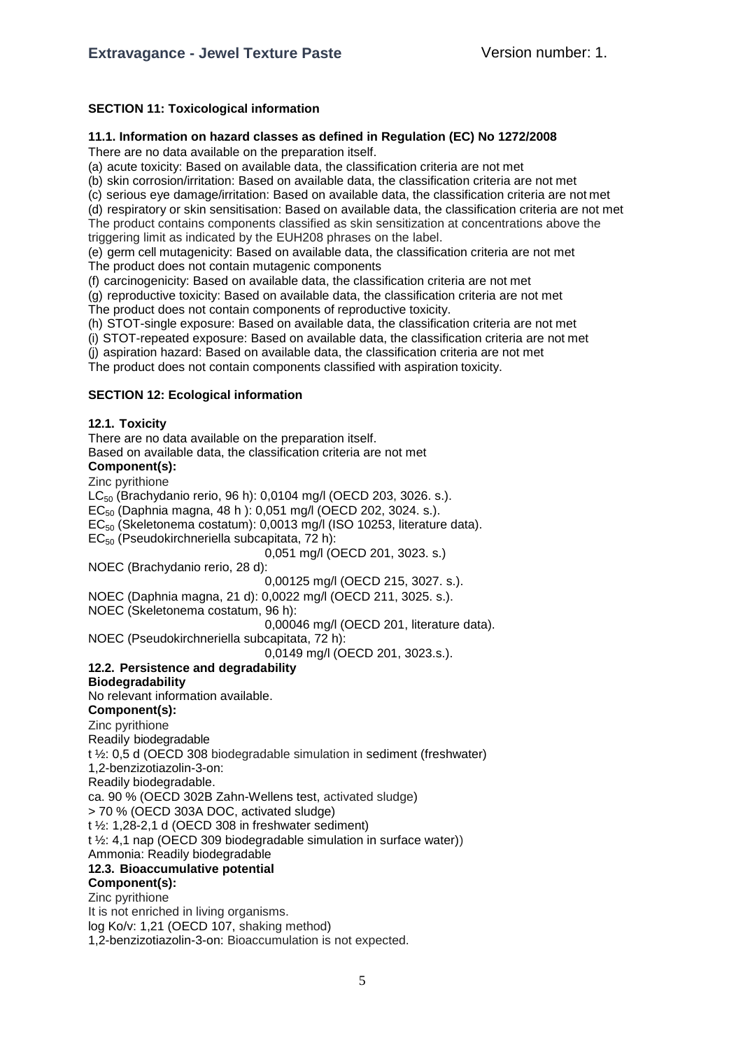## SECTION 11: Toxicological information

### 11.1. Information on hazard classes as defined in Regulation (EC) No 1272/2008

There are no data available on the preparation itself.

(a) acute toxicity: Based on available data, the classification criteria are not met
(b) skin corrosion/irritation: Based on available data, the classification criteria are not met
(c) serious eye damage/irritation: Based on available data, the classification criteria are not met
(d) respiratory or skin sensitisation: Based on available data, the classification criteria are not met
The product contains components classified as skin sensitization at concentrations above the triggering limit as indicated by the EUH208 phrases on the label.
(e) germ cell mutagenicity: Based on available data, the classification criteria are not met
The product does not contain mutagenic components
(f) carcinogenicity: Based on available data, the classification criteria are not met
(g) reproductive toxicity: Based on available data, the classification criteria are not met
The product does not contain components of reproductive toxicity.
(h) STOT-single exposure: Based on available data, the classification criteria are not met
(i) STOT-repeated exposure: Based on available data, the classification criteria are not met
(j) aspiration hazard: Based on available data, the classification criteria are not met
The product does not contain components classified with aspiration toxicity.

## SECTION 12: Ecological information

### 12.1. Toxicity

There are no data available on the preparation itself.
Based on available data, the classification criteria are not met

**Component(s):**

Zinc pyrithione
$LC_{50}$ (Brachydanio rerio, 96 h): 0,0104 mg/l (OECD 203, 3026. s.).
$EC_{50}$ (Daphnia magna, 48 h ): 0,051 mg/l (OECD 202, 3024. s.).
$EC_{50}$ (Skeletonema costatum): 0,0013 mg/l (ISO 10253, literature data).
$EC_{50}$ (Pseudokirchneriella subcapitata, 72 h):
0,051 mg/l (OECD 201, 3023. s.)
NOEC (Brachydanio rerio, 28 d):
0,00125 mg/l (OECD 215, 3027. s.).
NOEC (Daphnia magna, 21 d): 0,0022 mg/l (OECD 211, 3025. s.).
NOEC (Skeletonema costatum, 96 h):
0,00046 mg/l (OECD 201, literature data).
NOEC (Pseudokirchneriella subcapitata, 72 h):
0,0149 mg/l (OECD 201, 3023.s.).

### 12.2. Persistence and degradability

**Biodegradability**

No relevant information available.

**Component(s):**

Zinc pyrithione
Readily biodegradable
t ½: 0,5 d (OECD 308 biodegradable simulation in sediment (freshwater)
1,2-benzizotiazolin-3-on:
Readily biodegradable.
ca. 90 % (OECD 302B Zahn-Wellens test, activated sludge)
> 70 % (OECD 303A DOC, activated sludge)
t ½: 1,28-2,1 d (OECD 308 in freshwater sediment)
t ½: 4,1 nap (OECD 309 biodegradable simulation in surface water))
Ammonia: Readily biodegradable

### 12.3. Bioaccumulative potential

**Component(s):**

Zinc pyrithione
It is not enriched in living organisms.
log Ko/v: 1,21 (OECD 107, shaking method)
1,2-benzizotiazolin-3-on: Bioaccumulation is not expected.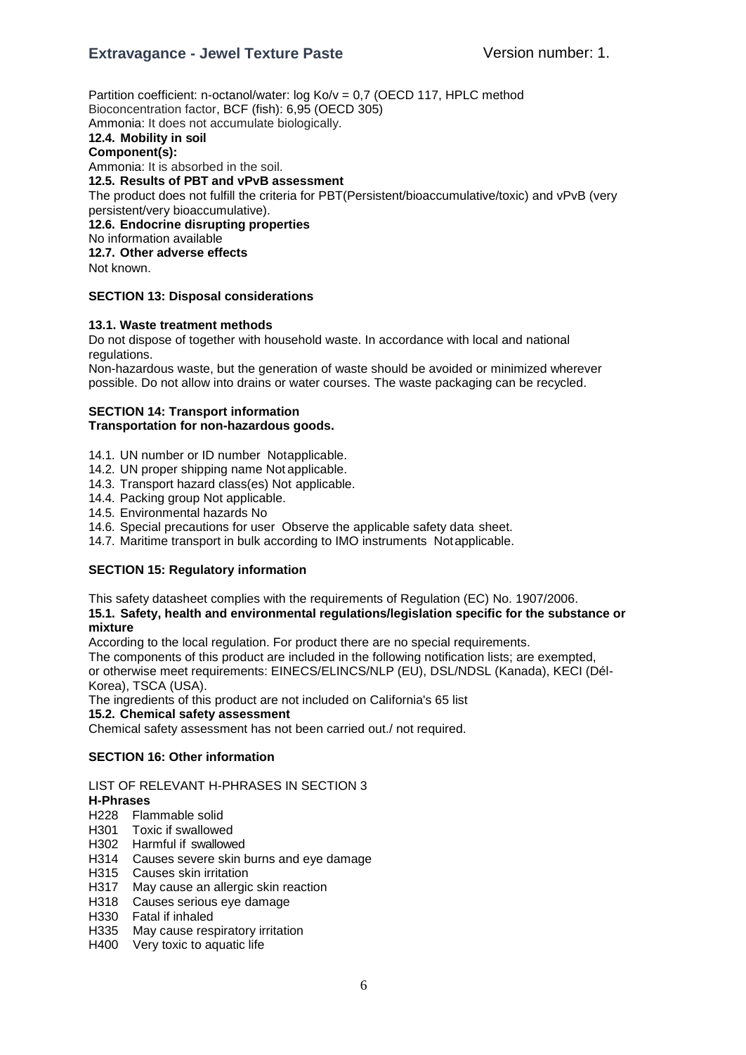Partition coefficient: n-octanol/water: log Ko/v = 0,7 (OECD 117, HPLC method

Bioconcentration factor, BCF (fish): 6,95 (OECD 305)

Ammonia: It does not accumulate biologically.

**12.4. Mobility in soil**

**Component(s):**

Ammonia: It is absorbed in the soil.

**12.5. Results of PBT and vPvB assessment**

The product does not fulfill the criteria for PBT(Persistent/bioaccumulative/toxic) and vPvB (very persistent/very bioaccumulative).

**12.6. Endocrine disrupting properties**

No information available

**12.7. Other adverse effects**

Not known.

## SECTION 13: Disposal considerations

**13.1. Waste treatment methods**

Do not dispose of together with household waste. In accordance with local and national regulations.

Non-hazardous waste, but the generation of waste should be avoided or minimized wherever possible. Do not allow into drains or water courses. The waste packaging can be recycled.

## SECTION 14: Transport information

**Transportation for non-hazardous goods.**

14.1. UN number or ID number Notapplicable.
14.2. UN proper shipping name Not applicable.
14.3. Transport hazard class(es) Not applicable.
14.4. Packing group Not applicable.
14.5. Environmental hazards No
14.6. Special precautions for user Observe the applicable safety data sheet.
14.7. Maritime transport in bulk according to IMO instruments Notapplicable.

## SECTION 15: Regulatory information

This safety datasheet complies with the requirements of Regulation (EC) No. 1907/2006.

**15.1. Safety, health and environmental regulations/legislation specific for the substance or mixture**

According to the local regulation. For product there are no special requirements.

The components of this product are included in the following notification lists; are exempted, or otherwise meet requirements: EINECS/ELINCS/NLP (EU), DSL/NDSL (Kanada), KECI (Dél-Korea), TSCA (USA).

The ingredients of this product are not included on California's 65 list

**15.2. Chemical safety assessment**

Chemical safety assessment has not been carried out./ not required.

## SECTION 16: Other information

LIST OF RELEVANT H-PHRASES IN SECTION 3

**H-Phrases**

H228 Flammable solid
H301 Toxic if swallowed
H302 Harmful if swallowed
H314 Causes severe skin burns and eye damage
H315 Causes skin irritation
H317 May cause an allergic skin reaction
H318 Causes serious eye damage
H330 Fatal if inhaled
H335 May cause respiratory irritation
H400 Very toxic to aquatic life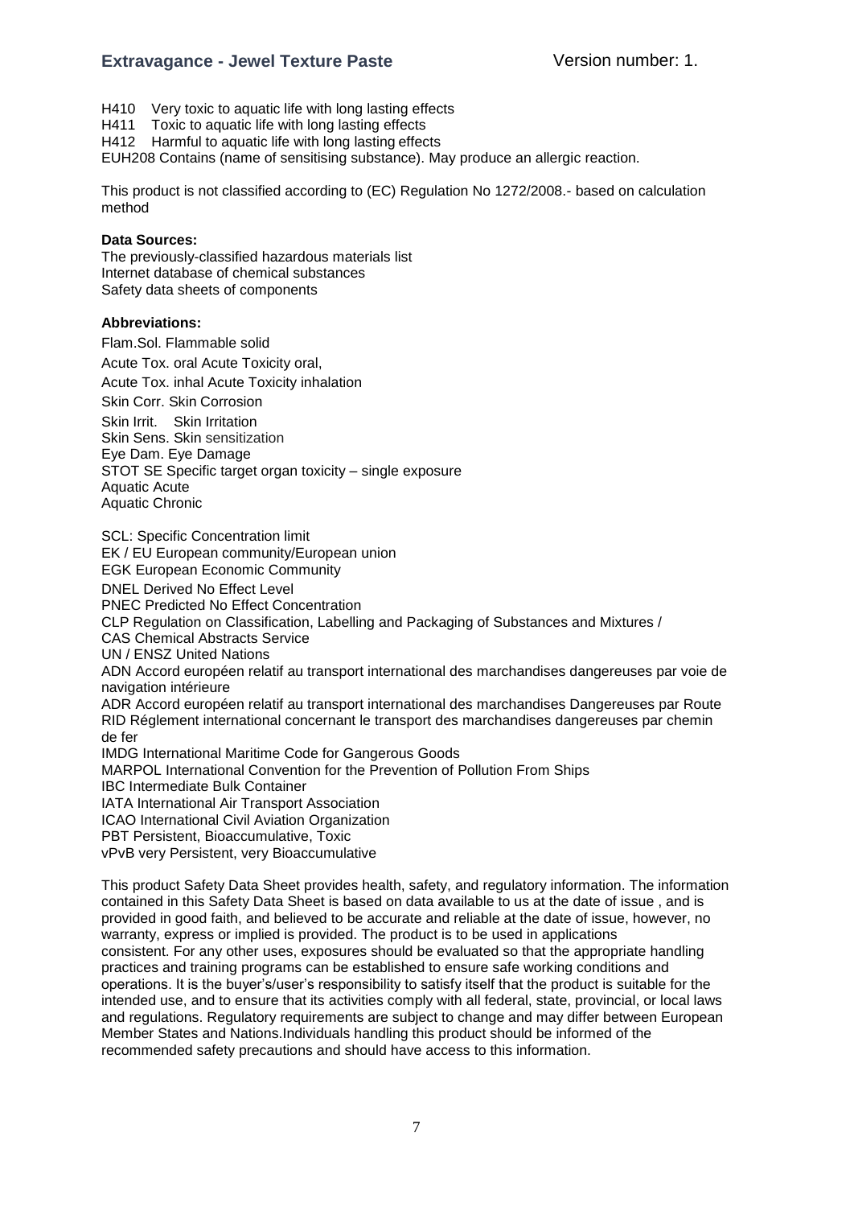H410 Very toxic to aquatic life with long lasting effects
H411 Toxic to aquatic life with long lasting effects
H412 Harmful to aquatic life with long lasting effects
EUH208 Contains (name of sensitising substance). May produce an allergic reaction.

This product is not classified according to (EC) Regulation No 1272/2008.- based on calculation method

**Data Sources:**
The previously-classified hazardous materials list
Internet database of chemical substances
Safety data sheets of components

**Abbreviations:**

Flam.Sol. Flammable solid
Acute Tox. oral Acute Toxicity oral,
Acute Tox. inhal Acute Toxicity inhalation
Skin Corr. Skin Corrosion
Skin Irrit. Skin Irritation
Skin Sens. Skin sensitization
Eye Dam. Eye Damage
STOT SE Specific target organ toxicity – single exposure
Aquatic Acute
Aquatic Chronic

SCL: Specific Concentration limit
EK / EU European community/European union
EGK European Economic Community
DNEL Derived No Effect Level
PNEC Predicted No Effect Concentration
CLP Regulation on Classification, Labelling and Packaging of Substances and Mixtures /
CAS Chemical Abstracts Service
UN / ENSZ United Nations
ADN Accord européen relatif au transport international des marchandises dangereuses par voie de navigation intérieure
ADR Accord européen relatif au transport international des marchandises Dangereuses par Route
RID Réglement international concernant le transport des marchandises dangereuses par chemin de fer
IMDG International Maritime Code for Gangerous Goods
MARPOL International Convention for the Prevention of Pollution From Ships
IBC Intermediate Bulk Container
IATA International Air Transport Association
ICAO International Civil Aviation Organization
PBT Persistent, Bioaccumulative, Toxic
vPvB very Persistent, very Bioaccumulative

This product Safety Data Sheet provides health, safety, and regulatory information. The information contained in this Safety Data Sheet is based on data available to us at the date of issue , and is provided in good faith, and believed to be accurate and reliable at the date of issue, however, no warranty, express or implied is provided. The product is to be used in applications consistent. For any other uses, exposures should be evaluated so that the appropriate handling practices and training programs can be established to ensure safe working conditions and operations. It is the buyer's/user's responsibility to satisfy itself that the product is suitable for the intended use, and to ensure that its activities comply with all federal, state, provincial, or local laws and regulations. Regulatory requirements are subject to change and may differ between European Member States and Nations.Individuals handling this product should be informed of the recommended safety precautions and should have access to this information.